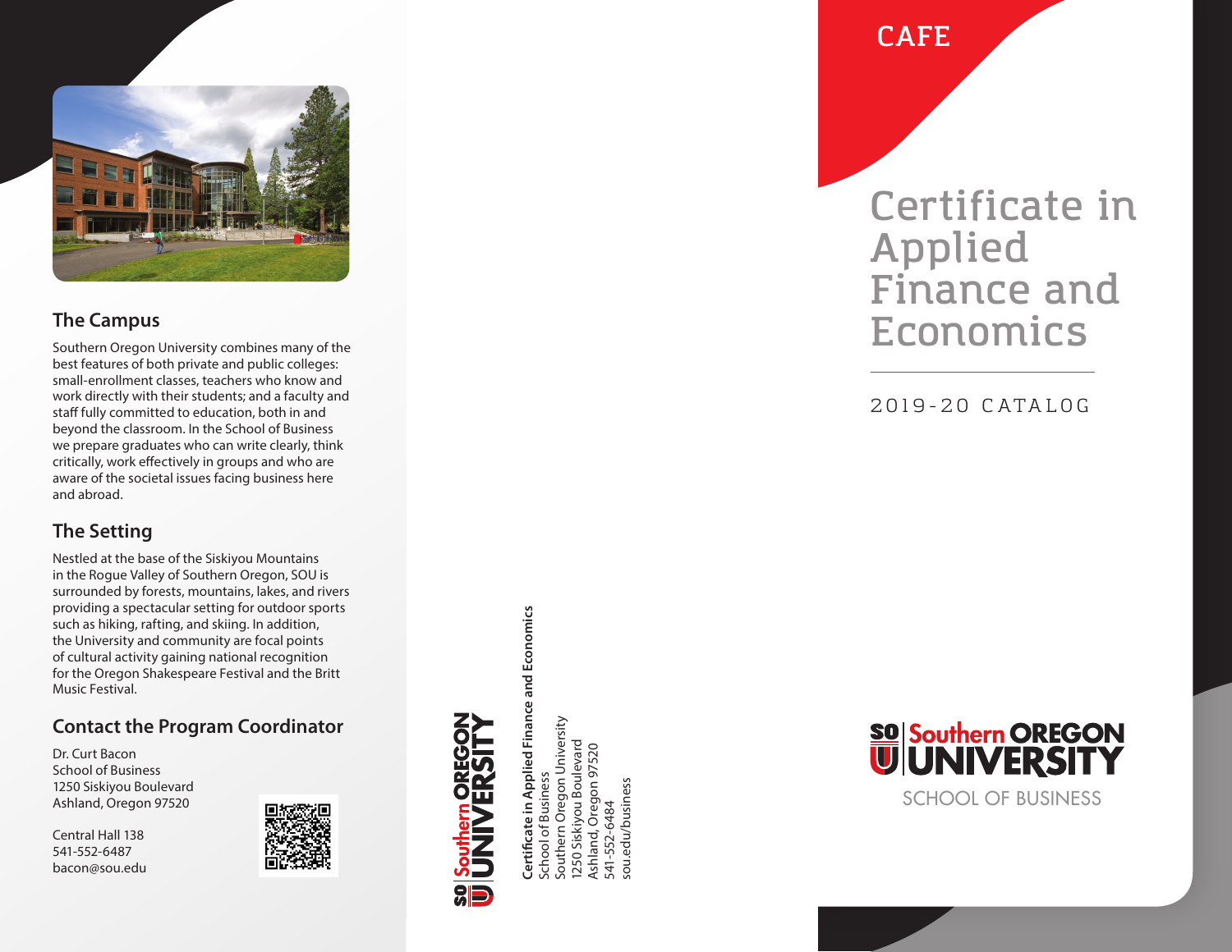## The Campus

Southern Oregon University combines many of the best features of both private and public colleges: small-enrollment classes, teachers who know and work directly with their students; and a faculty and staff fully committed to education, both in and beyond the classroom. In the School of Business we prepare graduates who can write clearly, think critically, work effectively in groups and who are aware of the societal issues facing business here and abroad.

## The Setting

Nestled at the base of the Siskiyou Mountains in the Rogue Valley of Southern Oregon, SOU is surrounded by forests, mountains, lakes, and rivers providing a spectacular setting for outdoor sports such as hiking, rafting, and skiing. In addition, the University and community are focal points of cultural activity gaining national recognition for the Oregon Shakespeare Festival and the Britt Music Festival.

## Contact the Program Coordinator

Dr. Curt Bacon
School of Business
1250 Siskiyou Boulevard
Ashland, Oregon 97520

Central Hall 138
541-552-6487
bacon@sou.edu

SO U | Southern OREGON UNIVERSITY

**Certificate in Applied Finance and Economics**
School of Business
Southern Oregon University
1250 Siskiyou Boulevard
Ashland, Oregon 97520
541-552-6484
sou.edu/business

CAFE

# Certificate in Applied Finance and Economics

2019-20 CATALOG

SO U | Southern OREGON UNIVERSITY
SCHOOL OF BUSINESS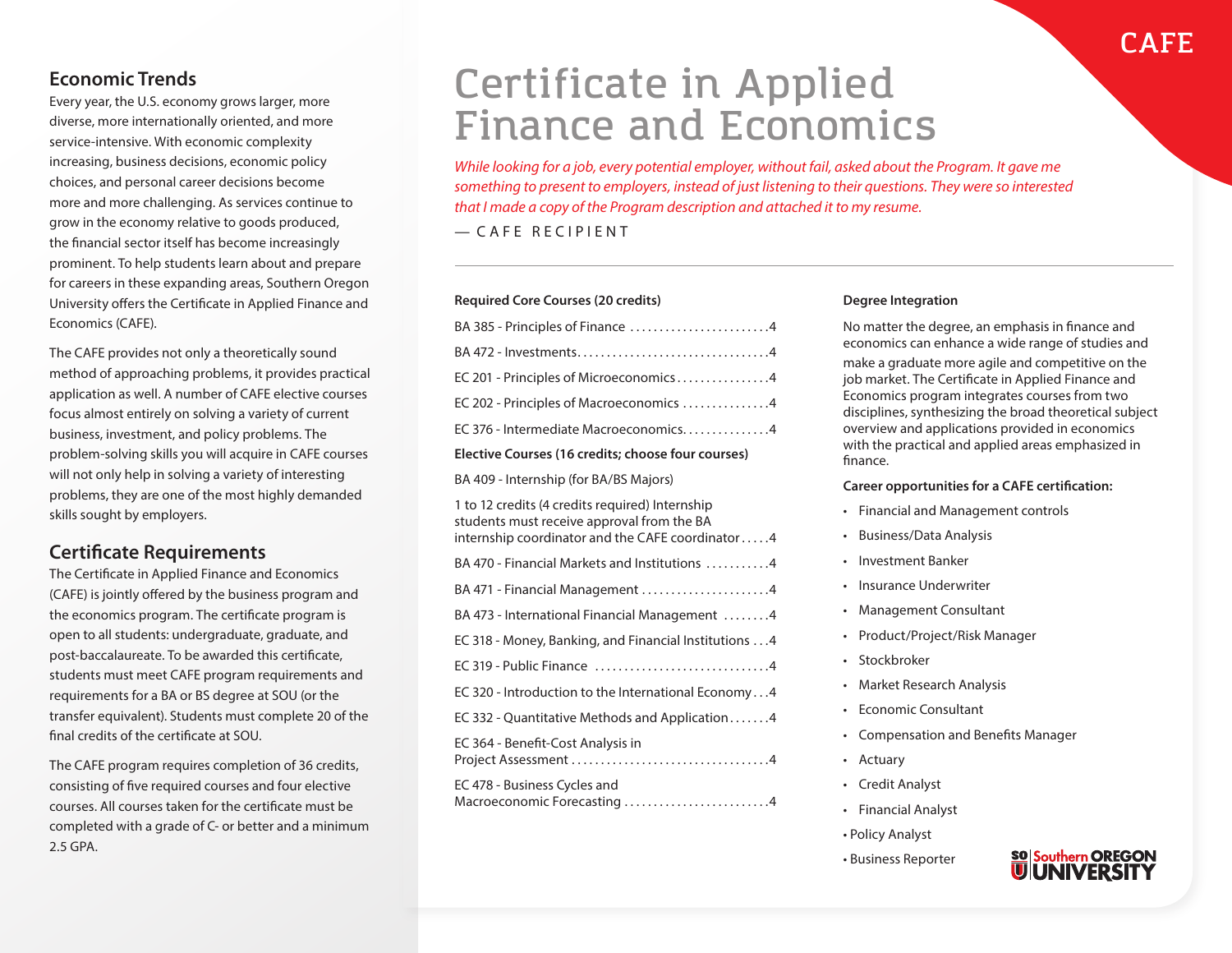## Economic Trends

Every year, the U.S. economy grows larger, more diverse, more internationally oriented, and more service-intensive. With economic complexity increasing, business decisions, economic policy choices, and personal career decisions become more and more challenging. As services continue to grow in the economy relative to goods produced, the financial sector itself has become increasingly prominent. To help students learn about and prepare for careers in these expanding areas, Southern Oregon University offers the Certificate in Applied Finance and Economics (CAFE).

The CAFE provides not only a theoretically sound method of approaching problems, it provides practical application as well. A number of CAFE elective courses focus almost entirely on solving a variety of current business, investment, and policy problems. The problem-solving skills you will acquire in CAFE courses will not only help in solving a variety of interesting problems, they are one of the most highly demanded skills sought by employers.

## Certificate Requirements

The Certificate in Applied Finance and Economics (CAFE) is jointly offered by the business program and the economics program. The certificate program is open to all students: undergraduate, graduate, and post-baccalaureate. To be awarded this certificate, students must meet CAFE program requirements and requirements for a BA or BS degree at SOU (or the transfer equivalent). Students must complete 20 of the final credits of the certificate at SOU.

The CAFE program requires completion of 36 credits, consisting of five required courses and four elective courses. All courses taken for the certificate must be completed with a grade of C- or better and a minimum 2.5 GPA.

CAFE

# Certificate in Applied Finance and Economics

*While looking for a job, every potential employer, without fail, asked about the Program. It gave me something to present to employers, instead of just listening to their questions. They were so interested that I made a copy of the Program description and attached it to my resume.*

— CAFE RECIPIENT

**Required Core Courses (20 credits)**

- BA 385 - Principles of Finance ........................4
- BA 472 - Investments................................4
- EC 201 - Principles of Microeconomics................4
- EC 202 - Principles of Macroeconomics ...............4
- EC 376 - Intermediate Macroeconomics..............4

**Elective Courses (16 credits; choose four courses)**

- BA 409 - Internship (for BA/BS Majors)

  1 to 12 credits (4 credits required) Internship students must receive approval from the BA internship coordinator and the CAFE coordinator.....4
- BA 470 - Financial Markets and Institutions ...........4
- BA 471 - Financial Management ......................4
- BA 473 - International Financial Management ........4
- EC 318 - Money, Banking, and Financial Institutions ...4
- EC 319 - Public Finance ..............................4
- EC 320 - Introduction to the International Economy...4
- EC 332 - Quantitative Methods and Application.......4
- EC 364 - Benefit-Cost Analysis in Project Assessment.................................4
- EC 478 - Business Cycles and Macroeconomic Forecasting .........................4

**Degree Integration**

No matter the degree, an emphasis in finance and economics can enhance a wide range of studies and make a graduate more agile and competitive on the job market. The Certificate in Applied Finance and Economics program integrates courses from two disciplines, synthesizing the broad theoretical subject overview and applications provided in economics with the practical and applied areas emphasized in finance.

**Career opportunities for a CAFE certification:**

- Financial and Management controls
- Business/Data Analysis
- Investment Banker
- Insurance Underwriter
- Management Consultant
- Product/Project/Risk Manager
- Stockbroker
- Market Research Analysis
- Economic Consultant
- Compensation and Benefits Manager
- Actuary
- Credit Analyst
- Financial Analyst
- Policy Analyst
- Business Reporter

Southern OREGON UNIVERSITY